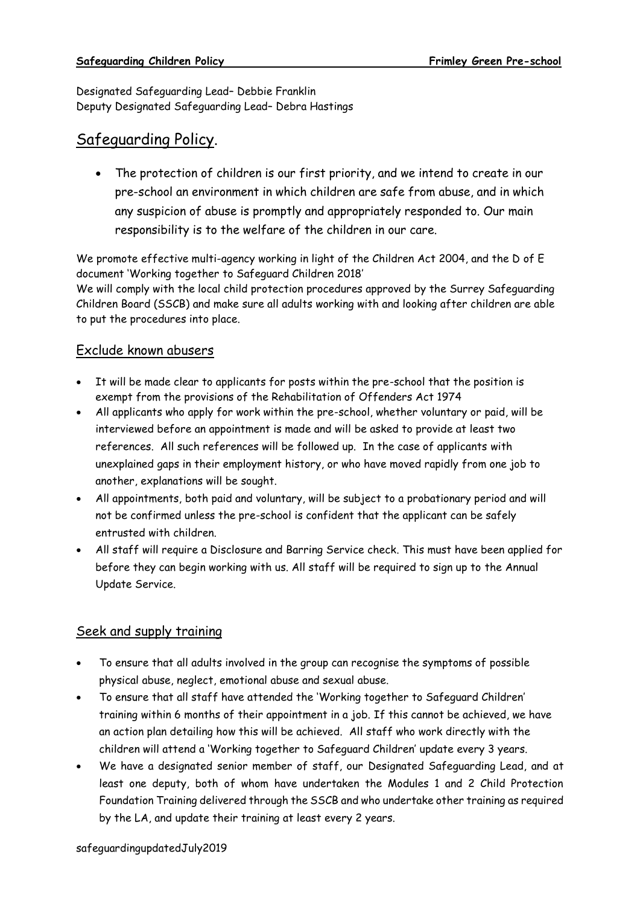Designated Safeguarding Lead– Debbie Franklin
Deputy Designated Safeguarding Lead– Debra Hastings

# Safeguarding Policy.

- The protection of children is our first priority, and we intend to create in our pre-school an environment in which children are safe from abuse, and in which any suspicion of abuse is promptly and appropriately responded to. Our main responsibility is to the welfare of the children in our care.

We promote effective multi-agency working in light of the Children Act 2004, and the D of E document 'Working together to Safeguard Children 2018'
We will comply with the local child protection procedures approved by the Surrey Safeguarding Children Board (SSCB) and make sure all adults working with and looking after children are able to put the procedures into place.

## Exclude known abusers

- It will be made clear to applicants for posts within the pre-school that the position is exempt from the provisions of the Rehabilitation of Offenders Act 1974
- All applicants who apply for work within the pre-school, whether voluntary or paid, will be interviewed before an appointment is made and will be asked to provide at least two references. All such references will be followed up. In the case of applicants with unexplained gaps in their employment history, or who have moved rapidly from one job to another, explanations will be sought.
- All appointments, both paid and voluntary, will be subject to a probationary period and will not be confirmed unless the pre-school is confident that the applicant can be safely entrusted with children.
- All staff will require a Disclosure and Barring Service check. This must have been applied for before they can begin working with us. All staff will be required to sign up to the Annual Update Service.

## Seek and supply training

- To ensure that all adults involved in the group can recognise the symptoms of possible physical abuse, neglect, emotional abuse and sexual abuse.
- To ensure that all staff have attended the 'Working together to Safeguard Children' training within 6 months of their appointment in a job. If this cannot be achieved, we have an action plan detailing how this will be achieved. All staff who work directly with the children will attend a 'Working together to Safeguard Children' update every 3 years.
- We have a designated senior member of staff, our Designated Safeguarding Lead, and at least one deputy, both of whom have undertaken the Modules 1 and 2 Child Protection Foundation Training delivered through the SSCB and who undertake other training as required by the LA, and update their training at least every 2 years.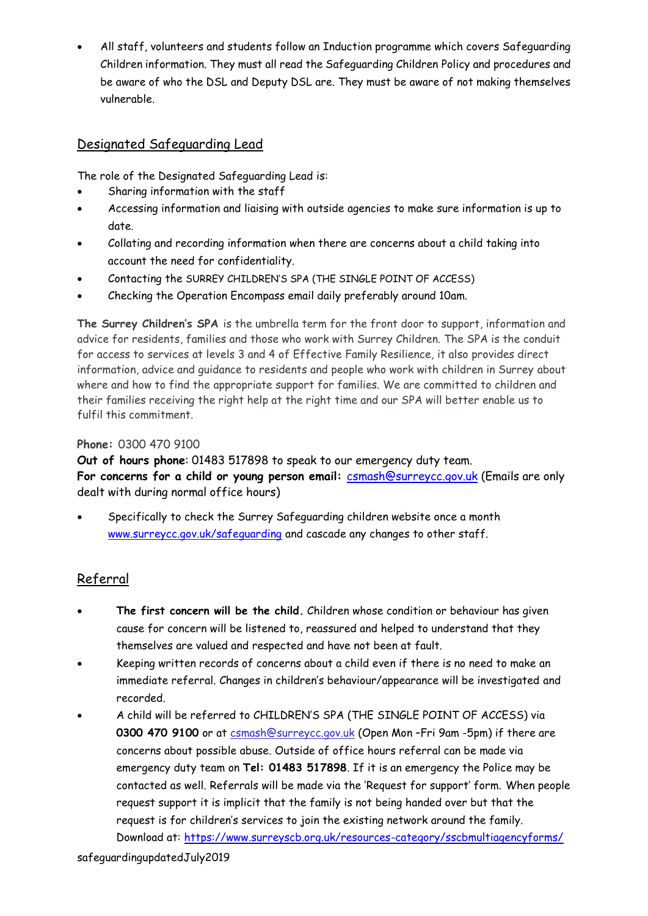- All staff, volunteers and students follow an Induction programme which covers Safeguarding Children information. They must all read the Safeguarding Children Policy and procedures and be aware of who the DSL and Deputy DSL are. They must be aware of not making themselves vulnerable.

## Designated Safeguarding Lead

The role of the Designated Safeguarding Lead is:

- Sharing information with the staff
- Accessing information and liaising with outside agencies to make sure information is up to date.
- Collating and recording information when there are concerns about a child taking into account the need for confidentiality.
- Contacting the SURREY CHILDREN'S SPA (THE SINGLE POINT OF ACCESS)
- Checking the Operation Encompass email daily preferably around 10am.

**The Surrey Children's SPA** is the umbrella term for the front door to support, information and advice for residents, families and those who work with Surrey Children. The SPA is the conduit for access to services at levels 3 and 4 of Effective Family Resilience, it also provides direct information, advice and guidance to residents and people who work with children in Surrey about where and how to find the appropriate support for families. We are committed to children and their families receiving the right help at the right time and our SPA will better enable us to fulfil this commitment.

**Phone:** 0300 470 9100
**Out of hours phone**: 01483 517898 to speak to our emergency duty team.
**For concerns for a child or young person email:** csmash@surreycc.gov.uk (Emails are only dealt with during normal office hours)

- Specifically to check the Surrey Safeguarding children website once a month www.surreycc.gov.uk/safeguarding and cascade any changes to other staff.

## Referral

- **The first concern will be the child.** Children whose condition or behaviour has given cause for concern will be listened to, reassured and helped to understand that they themselves are valued and respected and have not been at fault.
- Keeping written records of concerns about a child even if there is no need to make an immediate referral. Changes in children's behaviour/appearance will be investigated and recorded.
- A child will be referred to CHILDREN'S SPA (THE SINGLE POINT OF ACCESS) via **0300 470 9100** or at csmash@surreycc.gov.uk (Open Mon –Fri 9am -5pm) if there are concerns about possible abuse. Outside of office hours referral can be made via emergency duty team on **Tel: 01483 517898**. If it is an emergency the Police may be contacted as well. Referrals will be made via the 'Request for support' form. When people request support it is implicit that the family is not being handed over but that the request is for children's services to join the existing network around the family. Download at: https://www.surreyscb.org.uk/resources-category/sscbmultiagencyforms/

safeguardingupdatedJuly2019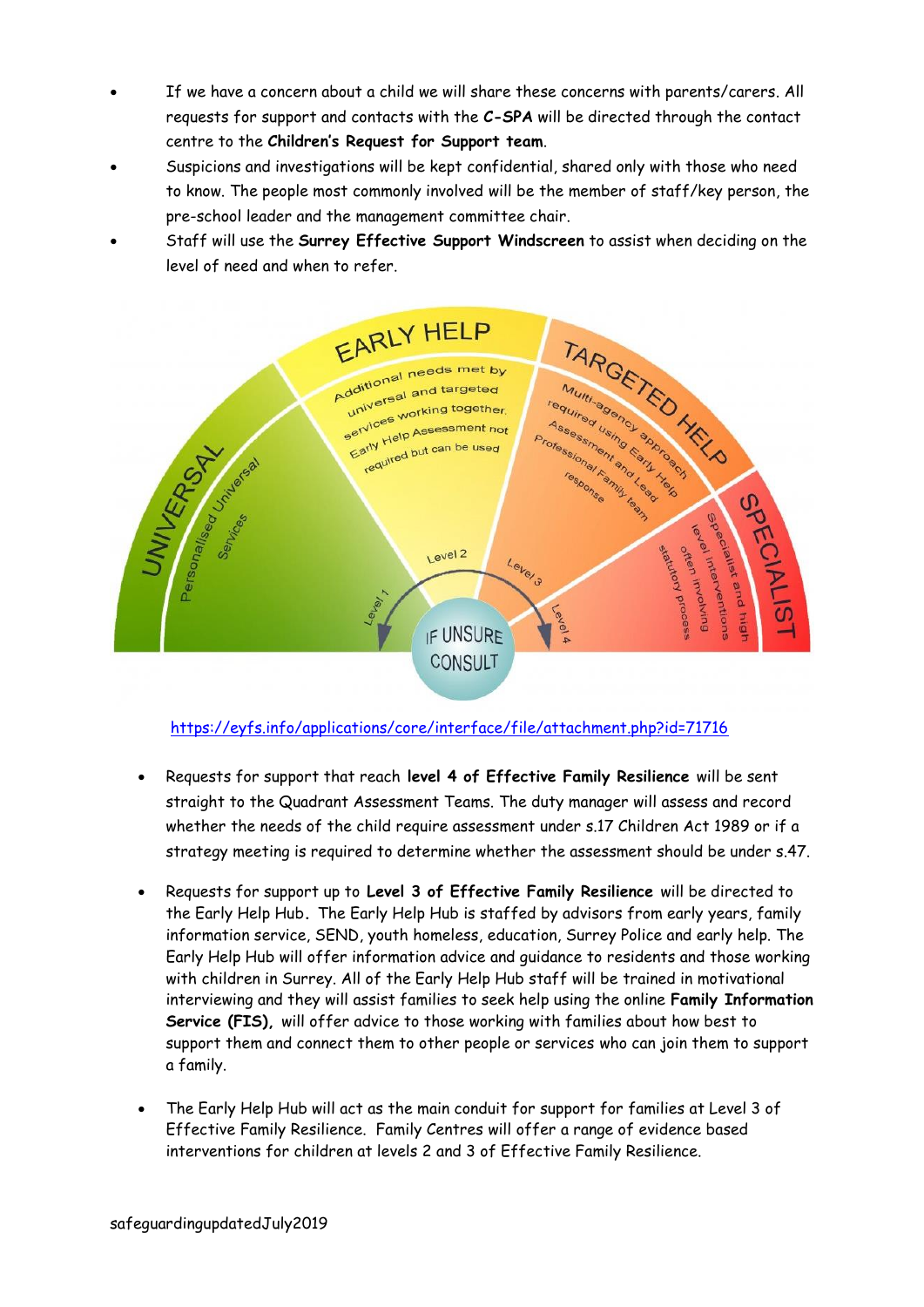- If we have a concern about a child we will share these concerns with parents/carers. All requests for support and contacts with the **C-SPA** will be directed through the contact centre to the **Children's Request for Support team**.
- Suspicions and investigations will be kept confidential, shared only with those who need to know. The people most commonly involved will be the member of staff/key person, the pre-school leader and the management committee chair.
- Staff will use the **Surrey Effective Support Windscreen** to assist when deciding on the level of need and when to refer.

UNIVERSAL
Personalised Universal Services

EARLY HELP
Additional needs met by universal and targeted services working together. Early Help Assessment not required but can be used

TARGETED HELP
Multi-agency approach required using Early Help Assessment and Lead Professional/Family team response

SPECIALIST
Specialist and high level interventions often involving statutory process

Level 1 Level 2 Level 3 Level 4

IF UNSURE CONSULT

https://eyfs.info/applications/core/interface/file/attachment.php?id=71716

- Requests for support that reach **level 4 of Effective Family Resilience** will be sent straight to the Quadrant Assessment Teams. The duty manager will assess and record whether the needs of the child require assessment under s.17 Children Act 1989 or if a strategy meeting is required to determine whether the assessment should be under s.47.

- Requests for support up to **Level 3 of Effective Family Resilience** will be directed to the Early Help Hub**.** The Early Help Hub is staffed by advisors from early years, family information service, SEND, youth homeless, education, Surrey Police and early help. The Early Help Hub will offer information advice and guidance to residents and those working with children in Surrey. All of the Early Help Hub staff will be trained in motivational interviewing and they will assist families to seek help using the online **Family Information Service (FIS),** will offer advice to those working with families about how best to support them and connect them to other people or services who can join them to support a family.

- The Early Help Hub will act as the main conduit for support for families at Level 3 of Effective Family Resilience. Family Centres will offer a range of evidence based interventions for children at levels 2 and 3 of Effective Family Resilience.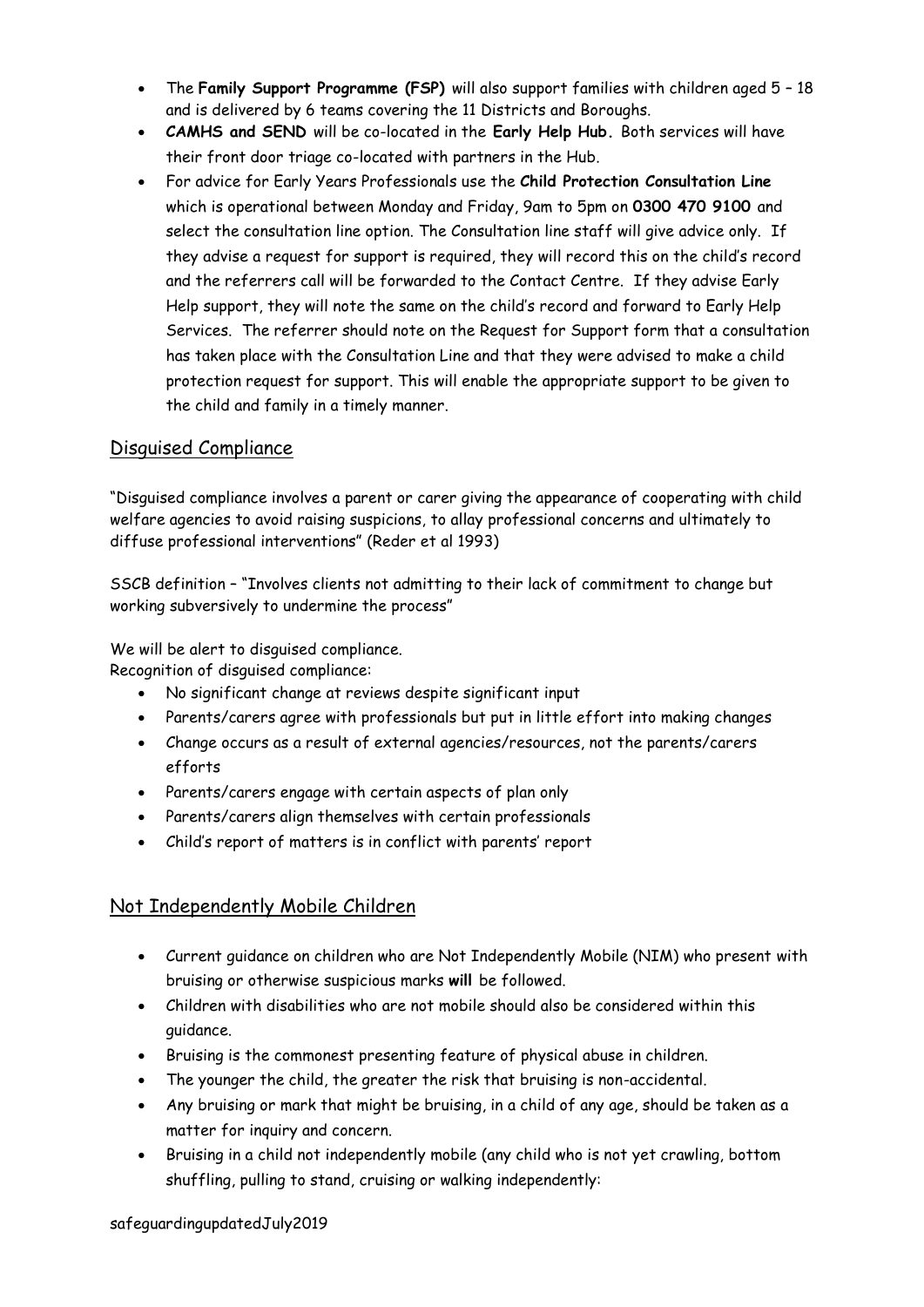- The **Family Support Programme (FSP)** will also support families with children aged 5 – 18 and is delivered by 6 teams covering the 11 Districts and Boroughs.
- **CAMHS and SEND** will be co-located in the **Early Help Hub.** Both services will have their front door triage co-located with partners in the Hub.
- For advice for Early Years Professionals use the **Child Protection Consultation Line** which is operational between Monday and Friday, 9am to 5pm on **0300 470 9100** and select the consultation line option. The Consultation line staff will give advice only. If they advise a request for support is required, they will record this on the child's record and the referrers call will be forwarded to the Contact Centre. If they advise Early Help support, they will note the same on the child's record and forward to Early Help Services. The referrer should note on the Request for Support form that a consultation has taken place with the Consultation Line and that they were advised to make a child protection request for support. This will enable the appropriate support to be given to the child and family in a timely manner.

## Disguised Compliance

"Disguised compliance involves a parent or carer giving the appearance of cooperating with child welfare agencies to avoid raising suspicions, to allay professional concerns and ultimately to diffuse professional interventions" (Reder et al 1993)

SSCB definition – "Involves clients not admitting to their lack of commitment to change but working subversively to undermine the process"

We will be alert to disguised compliance.
Recognition of disguised compliance:

- No significant change at reviews despite significant input
- Parents/carers agree with professionals but put in little effort into making changes
- Change occurs as a result of external agencies/resources, not the parents/carers efforts
- Parents/carers engage with certain aspects of plan only
- Parents/carers align themselves with certain professionals
- Child's report of matters is in conflict with parents' report

## Not Independently Mobile Children

- Current guidance on children who are Not Independently Mobile (NIM) who present with bruising or otherwise suspicious marks **will** be followed.
- Children with disabilities who are not mobile should also be considered within this guidance.
- Bruising is the commonest presenting feature of physical abuse in children.
- The younger the child, the greater the risk that bruising is non-accidental.
- Any bruising or mark that might be bruising, in a child of any age, should be taken as a matter for inquiry and concern.
- Bruising in a child not independently mobile (any child who is not yet crawling, bottom shuffling, pulling to stand, cruising or walking independently: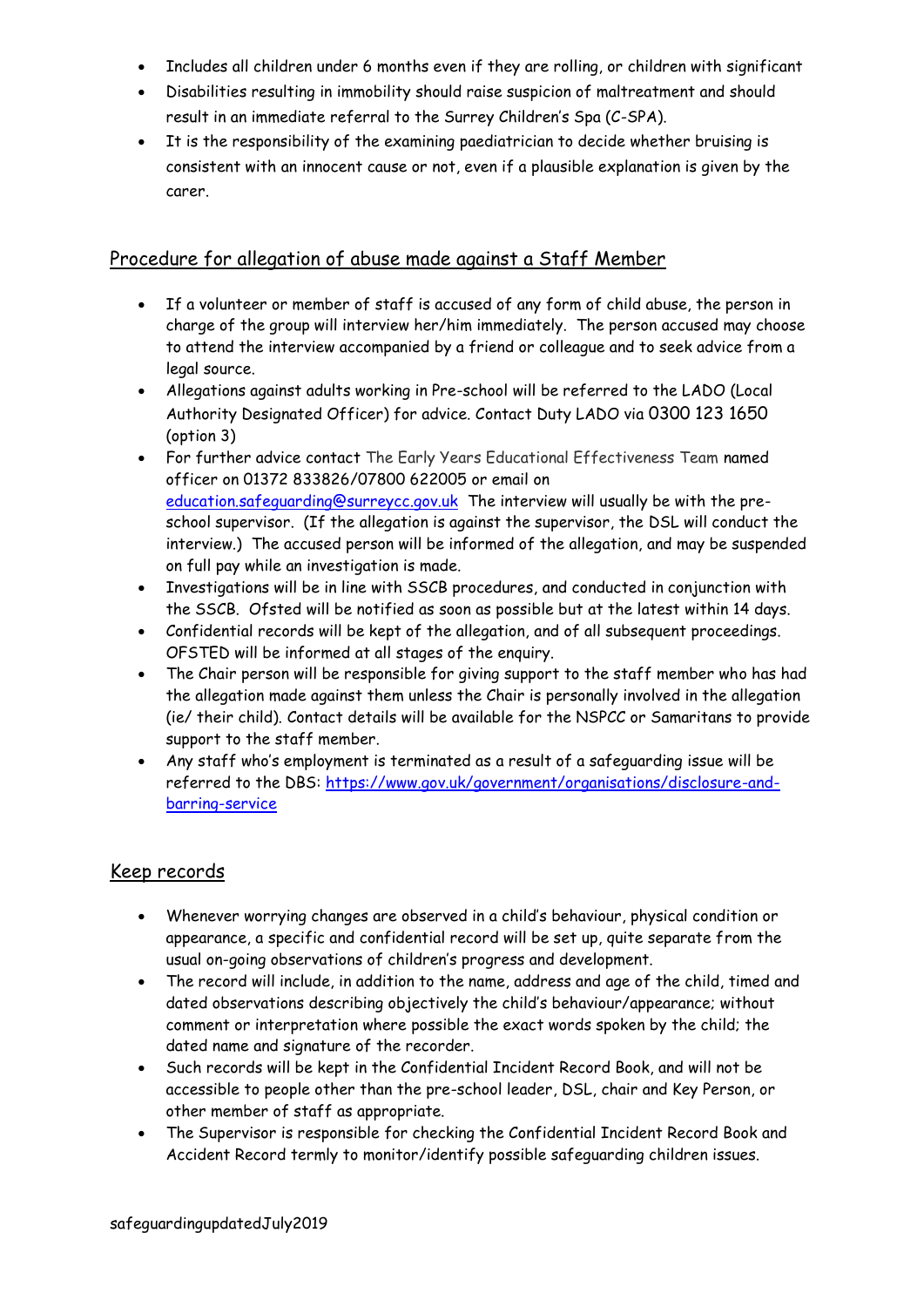- Includes all children under 6 months even if they are rolling, or children with significant
- Disabilities resulting in immobility should raise suspicion of maltreatment and should result in an immediate referral to the Surrey Children's Spa (C-SPA).
- It is the responsibility of the examining paediatrician to decide whether bruising is consistent with an innocent cause or not, even if a plausible explanation is given by the carer.

## Procedure for allegation of abuse made against a Staff Member

- If a volunteer or member of staff is accused of any form of child abuse, the person in charge of the group will interview her/him immediately. The person accused may choose to attend the interview accompanied by a friend or colleague and to seek advice from a legal source.
- Allegations against adults working in Pre-school will be referred to the LADO (Local Authority Designated Officer) for advice. Contact Duty LADO via 0300 123 1650 (option 3)
- For further advice contact The Early Years Educational Effectiveness Team named officer on 01372 833826/07800 622005 or email on education.safeguarding@surreycc.gov.uk The interview will usually be with the pre-school supervisor. (If the allegation is against the supervisor, the DSL will conduct the interview.) The accused person will be informed of the allegation, and may be suspended on full pay while an investigation is made.
- Investigations will be in line with SSCB procedures, and conducted in conjunction with the SSCB. Ofsted will be notified as soon as possible but at the latest within 14 days.
- Confidential records will be kept of the allegation, and of all subsequent proceedings. OFSTED will be informed at all stages of the enquiry.
- The Chair person will be responsible for giving support to the staff member who has had the allegation made against them unless the Chair is personally involved in the allegation (ie/ their child). Contact details will be available for the NSPCC or Samaritans to provide support to the staff member.
- Any staff who's employment is terminated as a result of a safeguarding issue will be referred to the DBS: https://www.gov.uk/government/organisations/disclosure-and-barring-service

## Keep records

- Whenever worrying changes are observed in a child's behaviour, physical condition or appearance, a specific and confidential record will be set up, quite separate from the usual on-going observations of children's progress and development.
- The record will include, in addition to the name, address and age of the child, timed and dated observations describing objectively the child's behaviour/appearance; without comment or interpretation where possible the exact words spoken by the child; the dated name and signature of the recorder.
- Such records will be kept in the Confidential Incident Record Book, and will not be accessible to people other than the pre-school leader, DSL, chair and Key Person, or other member of staff as appropriate.
- The Supervisor is responsible for checking the Confidential Incident Record Book and Accident Record termly to monitor/identify possible safeguarding children issues.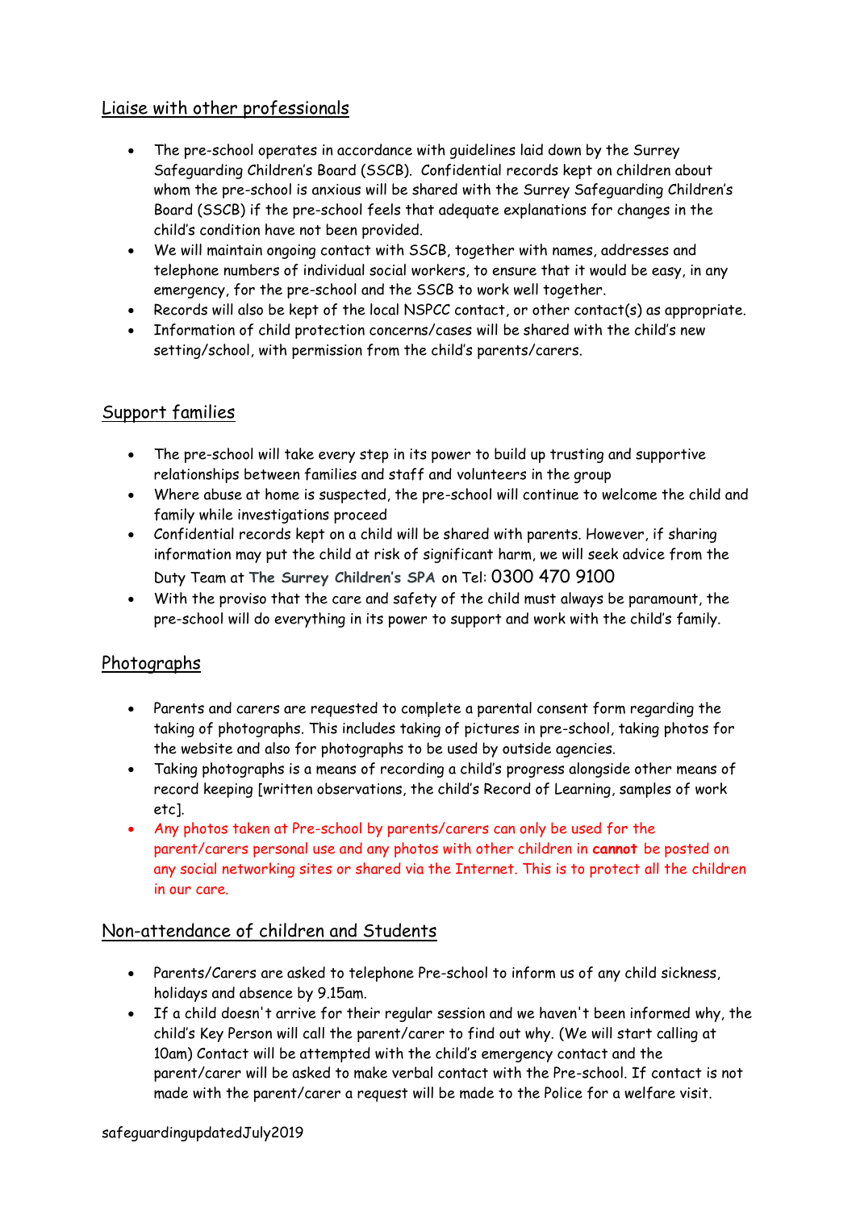## Liaise with other professionals

- The pre-school operates in accordance with guidelines laid down by the Surrey Safeguarding Children's Board (SSCB). Confidential records kept on children about whom the pre-school is anxious will be shared with the Surrey Safeguarding Children's Board (SSCB) if the pre-school feels that adequate explanations for changes in the child's condition have not been provided.
- We will maintain ongoing contact with SSCB, together with names, addresses and telephone numbers of individual social workers, to ensure that it would be easy, in any emergency, for the pre-school and the SSCB to work well together.
- Records will also be kept of the local NSPCC contact, or other contact(s) as appropriate.
- Information of child protection concerns/cases will be shared with the child's new setting/school, with permission from the child's parents/carers.

## Support families

- The pre-school will take every step in its power to build up trusting and supportive relationships between families and staff and volunteers in the group
- Where abuse at home is suspected, the pre-school will continue to welcome the child and family while investigations proceed
- Confidential records kept on a child will be shared with parents. However, if sharing information may put the child at risk of significant harm, we will seek advice from the Duty Team at **The Surrey Children's SPA** on Tel: 0300 470 9100
- With the proviso that the care and safety of the child must always be paramount, the pre-school will do everything in its power to support and work with the child's family.

## Photographs

- Parents and carers are requested to complete a parental consent form regarding the taking of photographs. This includes taking of pictures in pre-school, taking photos for the website and also for photographs to be used by outside agencies.
- Taking photographs is a means of recording a child's progress alongside other means of record keeping [written observations, the child's Record of Learning, samples of work etc].
- Any photos taken at Pre-school by parents/carers can only be used for the parent/carers personal use and any photos with other children in **cannot** be posted on any social networking sites or shared via the Internet. This is to protect all the children in our care.

## Non-attendance of children and Students

- Parents/Carers are asked to telephone Pre-school to inform us of any child sickness, holidays and absence by 9.15am.
- If a child doesn't arrive for their regular session and we haven't been informed why, the child's Key Person will call the parent/carer to find out why. (We will start calling at 10am) Contact will be attempted with the child's emergency contact and the parent/carer will be asked to make verbal contact with the Pre-school. If contact is not made with the parent/carer a request will be made to the Police for a welfare visit.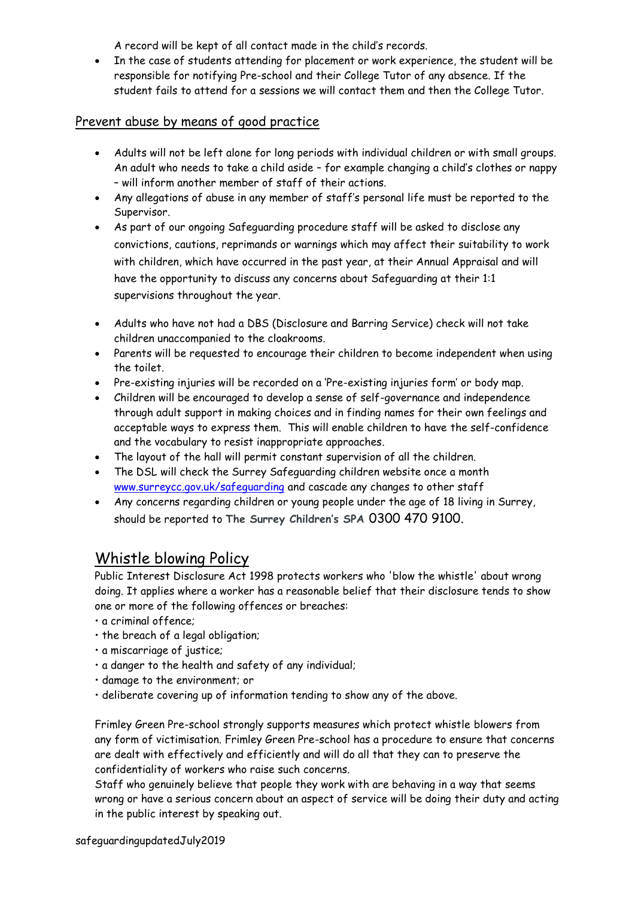A record will be kept of all contact made in the child's records.

- In the case of students attending for placement or work experience, the student will be responsible for notifying Pre-school and their College Tutor of any absence. If the student fails to attend for a sessions we will contact them and then the College Tutor.

## Prevent abuse by means of good practice

- Adults will not be left alone for long periods with individual children or with small groups. An adult who needs to take a child aside – for example changing a child's clothes or nappy – will inform another member of staff of their actions.
- Any allegations of abuse in any member of staff's personal life must be reported to the Supervisor.
- As part of our ongoing Safeguarding procedure staff will be asked to disclose any convictions, cautions, reprimands or warnings which may affect their suitability to work with children, which have occurred in the past year, at their Annual Appraisal and will have the opportunity to discuss any concerns about Safeguarding at their 1:1 supervisions throughout the year.
- Adults who have not had a DBS (Disclosure and Barring Service) check will not take children unaccompanied to the cloakrooms.
- Parents will be requested to encourage their children to become independent when using the toilet.
- Pre-existing injuries will be recorded on a 'Pre-existing injuries form' or body map.
- Children will be encouraged to develop a sense of self-governance and independence through adult support in making choices and in finding names for their own feelings and acceptable ways to express them. This will enable children to have the self-confidence and the vocabulary to resist inappropriate approaches.
- The layout of the hall will permit constant supervision of all the children.
- The DSL will check the Surrey Safeguarding children website once a month [www.surreycc.gov.uk/safeguarding](www.surreycc.gov.uk/safeguarding) and cascade any changes to other staff
- Any concerns regarding children or young people under the age of 18 living in Surrey, should be reported to **The Surrey Children's SPA** 0300 470 9100.

## Whistle blowing Policy

Public Interest Disclosure Act 1998 protects workers who 'blow the whistle' about wrong doing. It applies where a worker has a reasonable belief that their disclosure tends to show one or more of the following offences or breaches:

- a criminal offence;
- the breach of a legal obligation;
- a miscarriage of justice;
- a danger to the health and safety of any individual;
- damage to the environment; or
- deliberate covering up of information tending to show any of the above.

Frimley Green Pre-school strongly supports measures which protect whistle blowers from any form of victimisation. Frimley Green Pre-school has a procedure to ensure that concerns are dealt with effectively and efficiently and will do all that they can to preserve the confidentiality of workers who raise such concerns.

Staff who genuinely believe that people they work with are behaving in a way that seems wrong or have a serious concern about an aspect of service will be doing their duty and acting in the public interest by speaking out.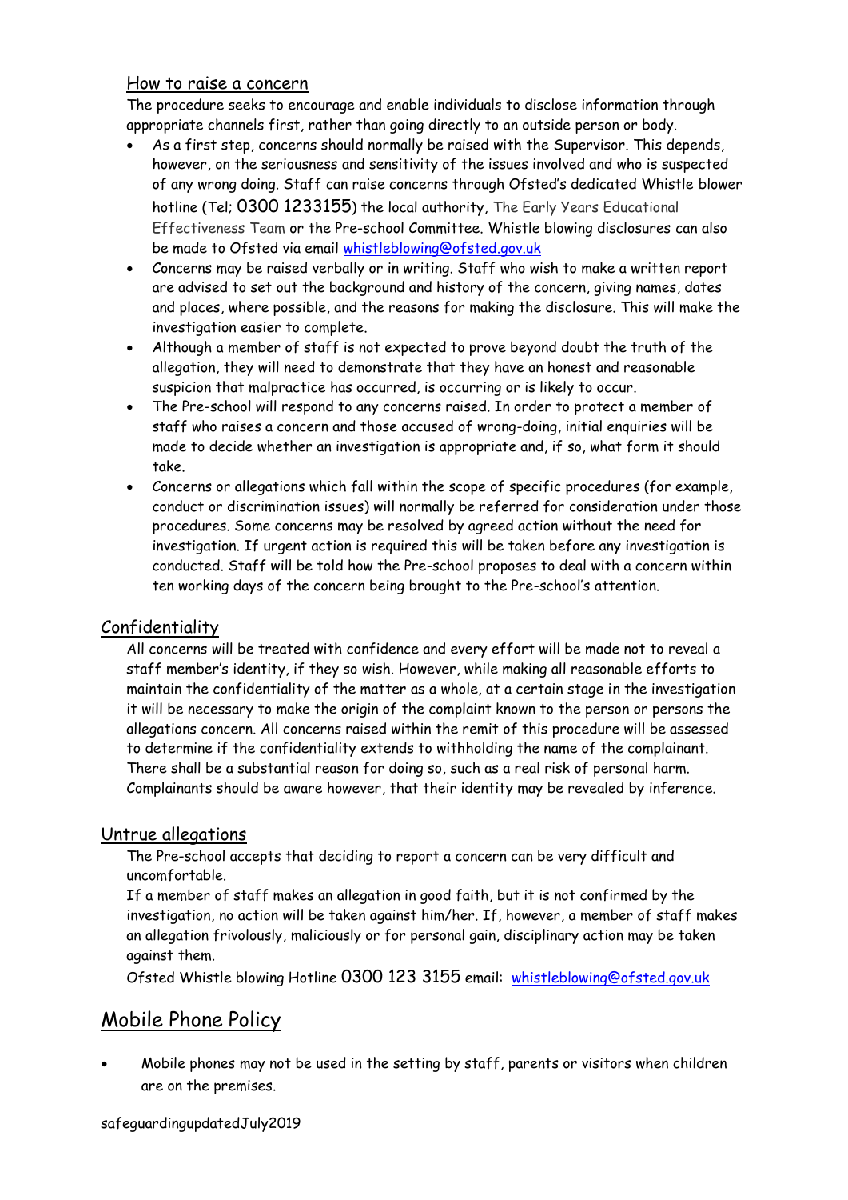### How to raise a concern

The procedure seeks to encourage and enable individuals to disclose information through appropriate channels first, rather than going directly to an outside person or body.

- As a first step, concerns should normally be raised with the Supervisor. This depends, however, on the seriousness and sensitivity of the issues involved and who is suspected of any wrong doing. Staff can raise concerns through Ofsted's dedicated Whistle blower hotline (Tel; 0300 1233155) the local authority, The Early Years Educational Effectiveness Team or the Pre-school Committee. Whistle blowing disclosures can also be made to Ofsted via email whistleblowing@ofsted.gov.uk
- Concerns may be raised verbally or in writing. Staff who wish to make a written report are advised to set out the background and history of the concern, giving names, dates and places, where possible, and the reasons for making the disclosure. This will make the investigation easier to complete.
- Although a member of staff is not expected to prove beyond doubt the truth of the allegation, they will need to demonstrate that they have an honest and reasonable suspicion that malpractice has occurred, is occurring or is likely to occur.
- The Pre-school will respond to any concerns raised. In order to protect a member of staff who raises a concern and those accused of wrong-doing, initial enquiries will be made to decide whether an investigation is appropriate and, if so, what form it should take.
- Concerns or allegations which fall within the scope of specific procedures (for example, conduct or discrimination issues) will normally be referred for consideration under those procedures. Some concerns may be resolved by agreed action without the need for investigation. If urgent action is required this will be taken before any investigation is conducted. Staff will be told how the Pre-school proposes to deal with a concern within ten working days of the concern being brought to the Pre-school's attention.

### Confidentiality

All concerns will be treated with confidence and every effort will be made not to reveal a staff member's identity, if they so wish. However, while making all reasonable efforts to maintain the confidentiality of the matter as a whole, at a certain stage in the investigation it will be necessary to make the origin of the complaint known to the person or persons the allegations concern. All concerns raised within the remit of this procedure will be assessed to determine if the confidentiality extends to withholding the name of the complainant. There shall be a substantial reason for doing so, such as a real risk of personal harm. Complainants should be aware however, that their identity may be revealed by inference.

### Untrue allegations

The Pre-school accepts that deciding to report a concern can be very difficult and uncomfortable.

If a member of staff makes an allegation in good faith, but it is not confirmed by the investigation, no action will be taken against him/her. If, however, a member of staff makes an allegation frivolously, maliciously or for personal gain, disciplinary action may be taken against them.

Ofsted Whistle blowing Hotline 0300 123 3155 email: whistleblowing@ofsted.gov.uk

## Mobile Phone Policy

- Mobile phones may not be used in the setting by staff, parents or visitors when children are on the premises.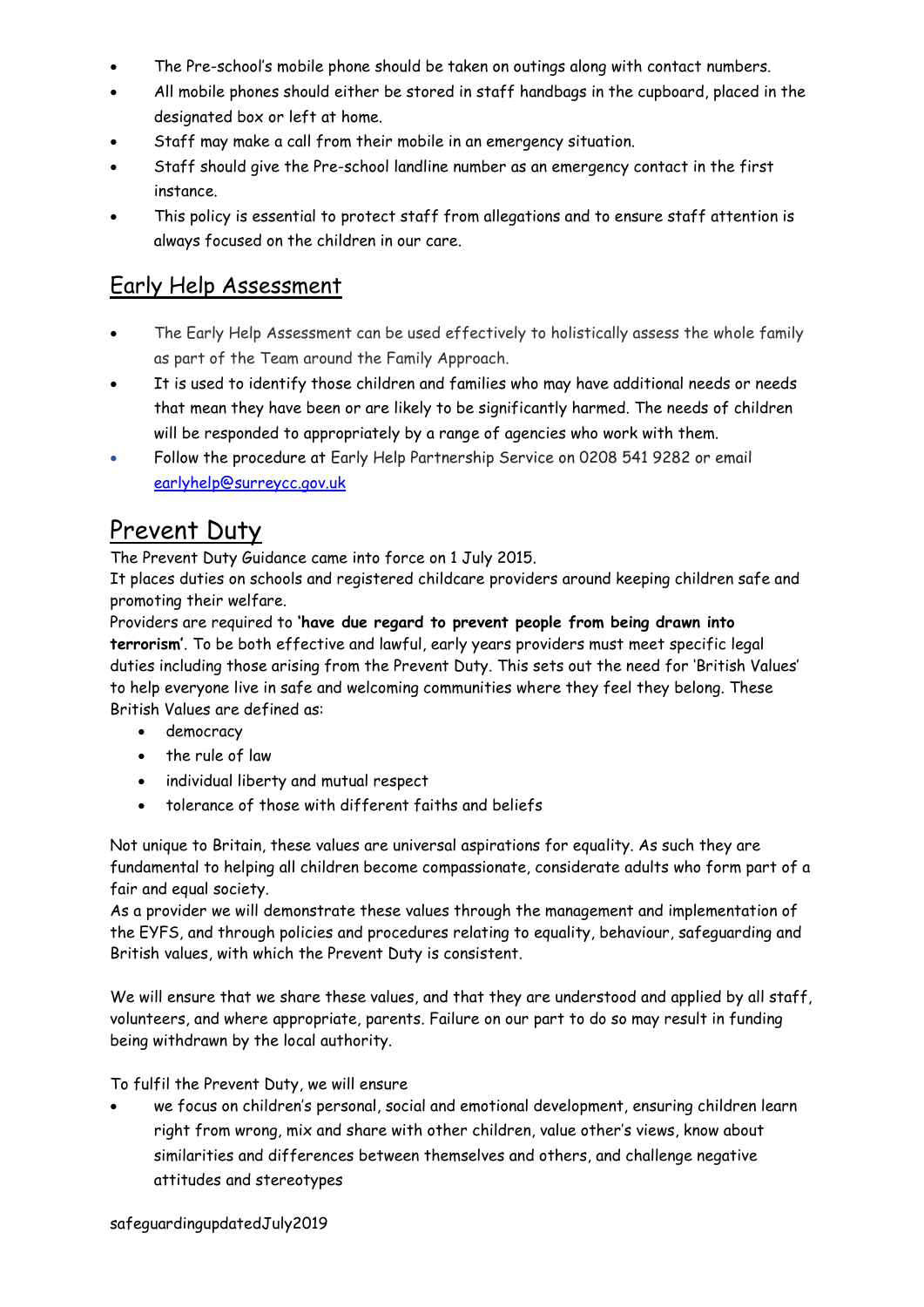- The Pre-school's mobile phone should be taken on outings along with contact numbers.
- All mobile phones should either be stored in staff handbags in the cupboard, placed in the designated box or left at home.
- Staff may make a call from their mobile in an emergency situation.
- Staff should give the Pre-school landline number as an emergency contact in the first instance.
- This policy is essential to protect staff from allegations and to ensure staff attention is always focused on the children in our care.

## Early Help Assessment

- The Early Help Assessment can be used effectively to holistically assess the whole family as part of the Team around the Family Approach.
- It is used to identify those children and families who may have additional needs or needs that mean they have been or are likely to be significantly harmed. The needs of children will be responded to appropriately by a range of agencies who work with them.
- Follow the procedure at Early Help Partnership Service on 0208 541 9282 or email earlyhelp@surreycc.gov.uk

# Prevent Duty

The Prevent Duty Guidance came into force on 1 July 2015.
It places duties on schools and registered childcare providers around keeping children safe and promoting their welfare.
Providers are required to **'have due regard to prevent people from being drawn into terrorism'**. To be both effective and lawful, early years providers must meet specific legal duties including those arising from the Prevent Duty. This sets out the need for 'British Values' to help everyone live in safe and welcoming communities where they feel they belong. These British Values are defined as:

- democracy
- the rule of law
- individual liberty and mutual respect
- tolerance of those with different faiths and beliefs

Not unique to Britain, these values are universal aspirations for equality. As such they are fundamental to helping all children become compassionate, considerate adults who form part of a fair and equal society.
As a provider we will demonstrate these values through the management and implementation of the EYFS, and through policies and procedures relating to equality, behaviour, safeguarding and British values, with which the Prevent Duty is consistent.

We will ensure that we share these values, and that they are understood and applied by all staff, volunteers, and where appropriate, parents. Failure on our part to do so may result in funding being withdrawn by the local authority.

To fulfil the Prevent Duty, we will ensure

- we focus on children's personal, social and emotional development, ensuring children learn right from wrong, mix and share with other children, value other's views, know about similarities and differences between themselves and others, and challenge negative attitudes and stereotypes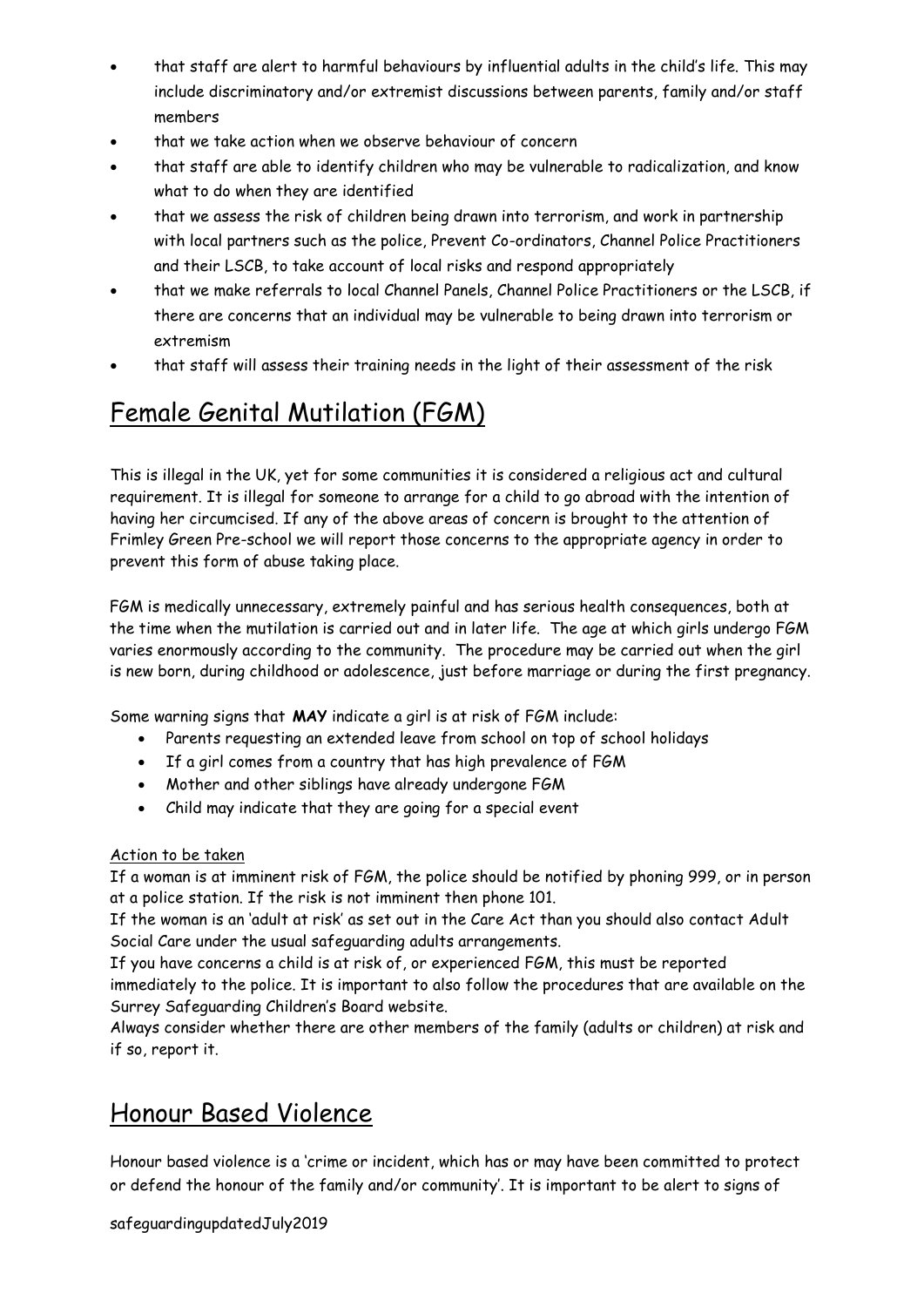- that staff are alert to harmful behaviours by influential adults in the child's life. This may include discriminatory and/or extremist discussions between parents, family and/or staff members
- that we take action when we observe behaviour of concern
- that staff are able to identify children who may be vulnerable to radicalization, and know what to do when they are identified
- that we assess the risk of children being drawn into terrorism, and work in partnership with local partners such as the police, Prevent Co-ordinators, Channel Police Practitioners and their LSCB, to take account of local risks and respond appropriately
- that we make referrals to local Channel Panels, Channel Police Practitioners or the LSCB, if there are concerns that an individual may be vulnerable to being drawn into terrorism or extremism
- that staff will assess their training needs in the light of their assessment of the risk

# Female Genital Mutilation (FGM)

This is illegal in the UK, yet for some communities it is considered a religious act and cultural requirement. It is illegal for someone to arrange for a child to go abroad with the intention of having her circumcised. If any of the above areas of concern is brought to the attention of Frimley Green Pre-school we will report those concerns to the appropriate agency in order to prevent this form of abuse taking place.

FGM is medically unnecessary, extremely painful and has serious health consequences, both at the time when the mutilation is carried out and in later life. The age at which girls undergo FGM varies enormously according to the community. The procedure may be carried out when the girl is new born, during childhood or adolescence, just before marriage or during the first pregnancy.

Some warning signs that **MAY** indicate a girl is at risk of FGM include:

- Parents requesting an extended leave from school on top of school holidays
- If a girl comes from a country that has high prevalence of FGM
- Mother and other siblings have already undergone FGM
- Child may indicate that they are going for a special event

Action to be taken

If a woman is at imminent risk of FGM, the police should be notified by phoning 999, or in person at a police station. If the risk is not imminent then phone 101.

If the woman is an 'adult at risk' as set out in the Care Act than you should also contact Adult Social Care under the usual safeguarding adults arrangements.

If you have concerns a child is at risk of, or experienced FGM, this must be reported immediately to the police. It is important to also follow the procedures that are available on the Surrey Safeguarding Children's Board website.

Always consider whether there are other members of the family (adults or children) at risk and if so, report it.

# Honour Based Violence

Honour based violence is a 'crime or incident, which has or may have been committed to protect or defend the honour of the family and/or community'. It is important to be alert to signs of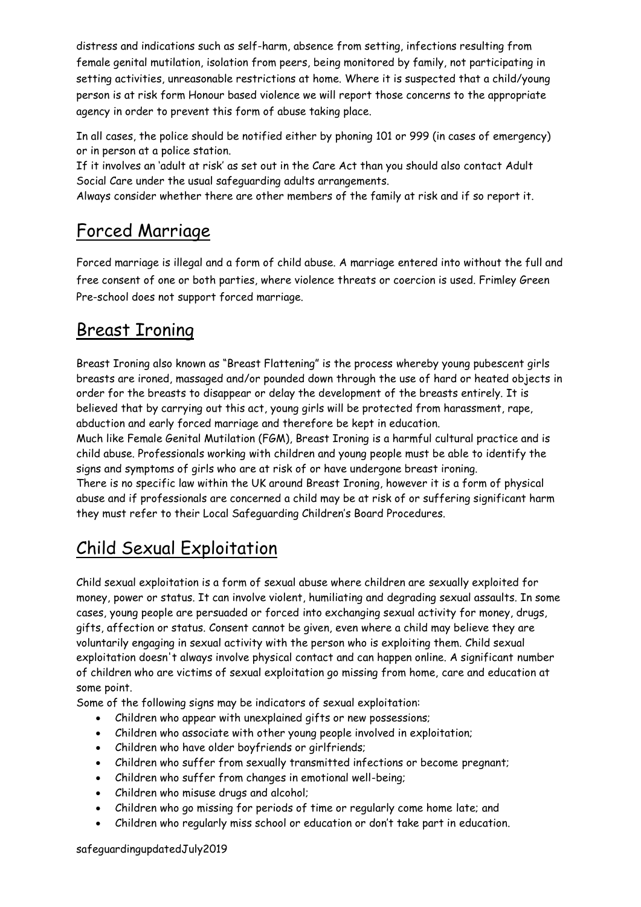distress and indications such as self-harm, absence from setting, infections resulting from female genital mutilation, isolation from peers, being monitored by family, not participating in setting activities, unreasonable restrictions at home. Where it is suspected that a child/young person is at risk form Honour based violence we will report those concerns to the appropriate agency in order to prevent this form of abuse taking place.

In all cases, the police should be notified either by phoning 101 or 999 (in cases of emergency) or in person at a police station.
If it involves an 'adult at risk' as set out in the Care Act than you should also contact Adult Social Care under the usual safeguarding adults arrangements.
Always consider whether there are other members of the family at risk and if so report it.

## Forced Marriage

Forced marriage is illegal and a form of child abuse. A marriage entered into without the full and free consent of one or both parties, where violence threats or coercion is used. Frimley Green Pre-school does not support forced marriage.

## Breast Ironing

Breast Ironing also known as "Breast Flattening" is the process whereby young pubescent girls breasts are ironed, massaged and/or pounded down through the use of hard or heated objects in order for the breasts to disappear or delay the development of the breasts entirely. It is believed that by carrying out this act, young girls will be protected from harassment, rape, abduction and early forced marriage and therefore be kept in education.
Much like Female Genital Mutilation (FGM), Breast Ironing is a harmful cultural practice and is child abuse. Professionals working with children and young people must be able to identify the signs and symptoms of girls who are at risk of or have undergone breast ironing.
There is no specific law within the UK around Breast Ironing, however it is a form of physical abuse and if professionals are concerned a child may be at risk of or suffering significant harm they must refer to their Local Safeguarding Children's Board Procedures.

## Child Sexual Exploitation

Child sexual exploitation is a form of sexual abuse where children are sexually exploited for money, power or status. It can involve violent, humiliating and degrading sexual assaults. In some cases, young people are persuaded or forced into exchanging sexual activity for money, drugs, gifts, affection or status. Consent cannot be given, even where a child may believe they are voluntarily engaging in sexual activity with the person who is exploiting them. Child sexual exploitation doesn't always involve physical contact and can happen online. A significant number of children who are victims of sexual exploitation go missing from home, care and education at some point.
Some of the following signs may be indicators of sexual exploitation:

- Children who appear with unexplained gifts or new possessions;
- Children who associate with other young people involved in exploitation;
- Children who have older boyfriends or girlfriends;
- Children who suffer from sexually transmitted infections or become pregnant;
- Children who suffer from changes in emotional well-being;
- Children who misuse drugs and alcohol;
- Children who go missing for periods of time or regularly come home late; and
- Children who regularly miss school or education or don't take part in education.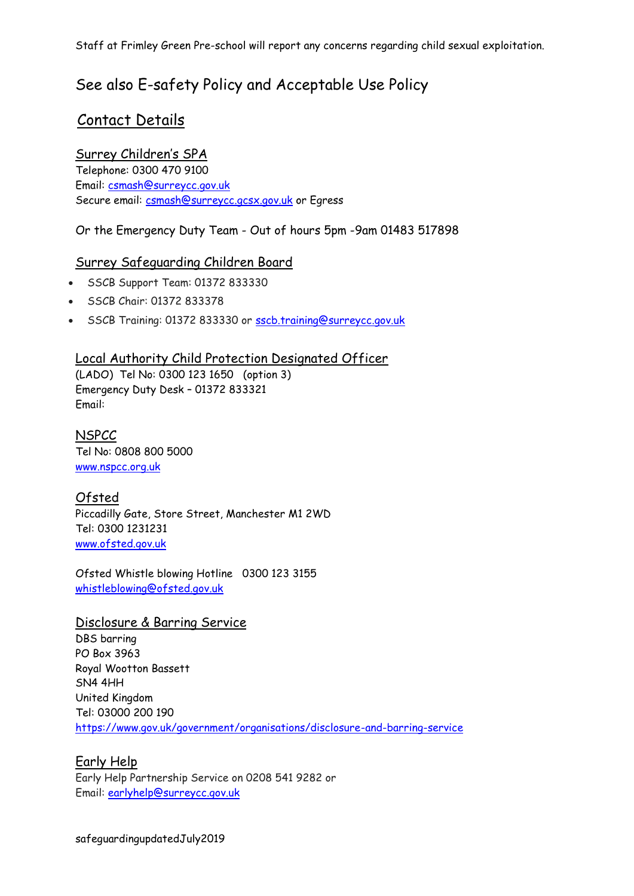Staff at Frimley Green Pre-school will report any concerns regarding child sexual exploitation.

## See also E-safety Policy and Acceptable Use Policy

## Contact Details

### Surrey Children's SPA

Telephone: 0300 470 9100
Email: csmash@surreycc.gov.uk
Secure email: csmash@surreycc.gcsx.gov.uk or Egress

Or the Emergency Duty Team - Out of hours 5pm -9am 01483 517898

### Surrey Safeguarding Children Board

- SSCB Support Team: 01372 833330
- SSCB Chair: 01372 833378
- SSCB Training: 01372 833330 or sscb.training@surreycc.gov.uk

### Local Authority Child Protection Designated Officer

(LADO) Tel No: 0300 123 1650 (option 3)
Emergency Duty Desk – 01372 833321
Email:

### NSPCC

Tel No: 0808 800 5000
www.nspcc.org.uk

### Ofsted

Piccadilly Gate, Store Street, Manchester M1 2WD
Tel: 0300 1231231
www.ofsted.gov.uk

Ofsted Whistle blowing Hotline 0300 123 3155
whistleblowing@ofsted.gov.uk

### Disclosure & Barring Service

DBS barring
PO Box 3963
Royal Wootton Bassett
SN4 4HH
United Kingdom
Tel: 03000 200 190
https://www.gov.uk/government/organisations/disclosure-and-barring-service

### Early Help

Early Help Partnership Service on 0208 541 9282 or
Email: earlyhelp@surreycc.gov.uk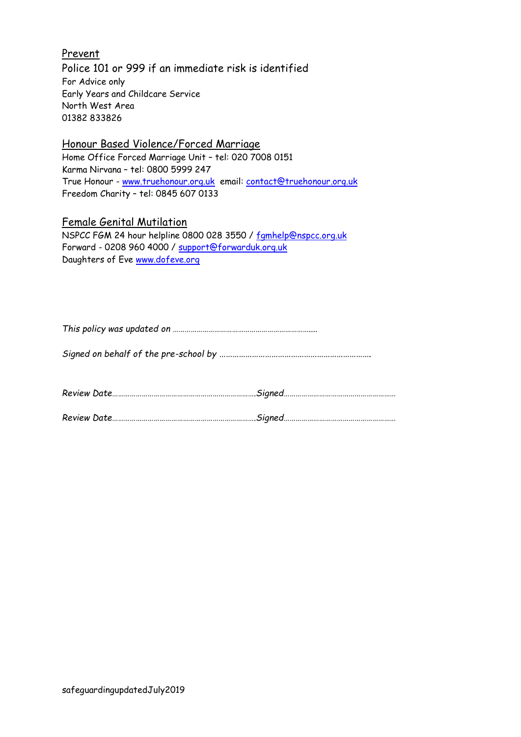Prevent

Police 101 or 999 if an immediate risk is identified

For Advice only
Early Years and Childcare Service
North West Area
01382 833826

Honour Based Violence/Forced Marriage

Home Office Forced Marriage Unit – tel: 020 7008 0151
Karma Nirvana – tel: 0800 5999 247
True Honour - www.truehonour.org.uk email: contact@truehonour.org.uk
Freedom Charity – tel: 0845 607 0133

Female Genital Mutilation

NSPCC FGM 24 hour helpline 0800 028 3550 / fgmhelp@nspcc.org.uk
Forward - 0208 960 4000 / support@forwarduk.org.uk
Daughters of Eve www.dofeve.org

*This policy was updated on ……………………………………………………………..*

*Signed on behalf of the pre-school by …………………………………………………………….*

*Review Date……………………………………………………………….Signed…………………………………………………*

*Review Date……………………………………………………………….Signed…………………………………………………*

safeguardingupdatedJuly2019